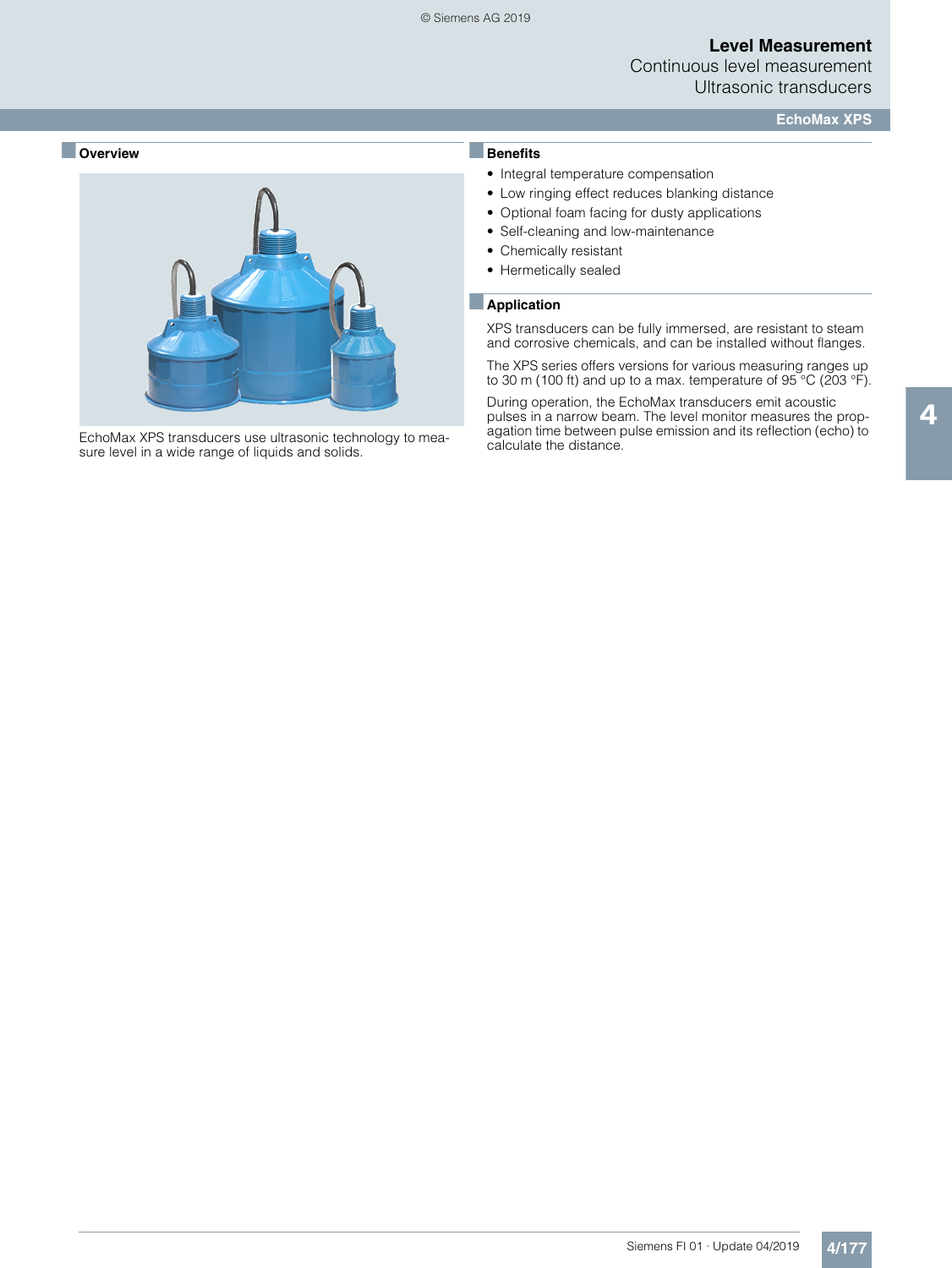## Overview

EchoMax XPS transducers use ultrasonic technology to measure level in a wide range of liquids and solids.

## Benefits

- Integral temperature compensation
- Low ringing effect reduces blanking distance
- Optional foam facing for dusty applications
- Self-cleaning and low-maintenance
- Chemically resistant
- Hermetically sealed

## Application

XPS transducers can be fully immersed, are resistant to steam and corrosive chemicals, and can be installed without flanges.

The XPS series offers versions for various measuring ranges up to 30 m (100 ft) and up to a max. temperature of 95 °C (203 °F).

During operation, the EchoMax transducers emit acoustic pulses in a narrow beam. The level monitor measures the propagation time between pulse emission and its reflection (echo) to calculate the distance.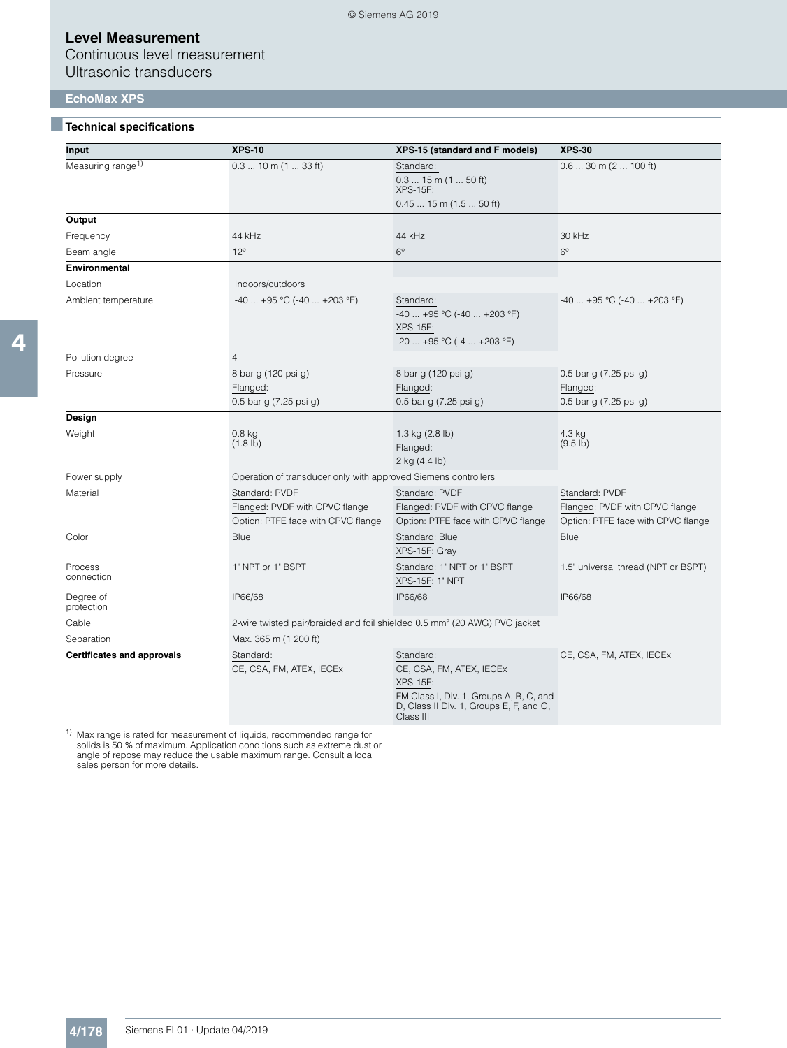# Level Measurement
Continuous level measurement
Ultrasonic transducers

## EchoMax XPS

### Technical specifications

| Input | XPS-10 | XPS-15 (standard and F models) | XPS-30 |
|---|---|---|---|
| Measuring range[1] | 0.3 ... 10 m (1 ... 33 ft) | Standard: 0.3 ... 15 m (1 ... 50 ft)<br>XPS-15F: 0.45 ... 15 m (1.5 ... 50 ft) | 0.6 ... 30 m (2 ... 100 ft) |
| **Output** | | | |
| Frequency | 44 kHz | 44 kHz | 30 kHz |
| Beam angle | 12° | 6° | 6° |
| **Environmental** | | | |
| Location | Indoors/outdoors | | |
| Ambient temperature | -40 ... +95 °C (-40 ... +203 °F) | Standard: -40 ... +95 °C (-40 ... +203 °F)<br>XPS-15F: -20 ... +95 °C (-4 ... +203 °F) | -40 ... +95 °C (-40 ... +203 °F) |
| Pollution degree | 4 | | |
| Pressure | 8 bar g (120 psi g)<br>Flanged: 0.5 bar g (7.25 psi g) | 8 bar g (120 psi g)<br>Flanged: 0.5 bar g (7.25 psi g) | 0.5 bar g (7.25 psi g)<br>Flanged: 0.5 bar g (7.25 psi g) |
| **Design** | | | |
| Weight | 0.8 kg (1.8 lb) | 1.3 kg (2.8 lb)<br>Flanged: 2 kg (4.4 lb) | 4.3 kg (9.5 lb) |
| Power supply | Operation of transducer only with approved Siemens controllers | | |
| Material | Standard: PVDF<br>Flanged: PVDF with CPVC flange<br>Option: PTFE face with CPVC flange | Standard: PVDF<br>Flanged: PVDF with CPVC flange<br>Option: PTFE face with CPVC flange | Standard: PVDF<br>Flanged: PVDF with CPVC flange<br>Option: PTFE face with CPVC flange |
| Color | Blue | Standard: Blue<br>XPS-15F: Gray | Blue |
| Process connection | 1" NPT or 1" BSPT | Standard: 1" NPT or 1" BSPT<br>XPS-15F: 1" NPT | 1.5" universal thread (NPT or BSPT) |
| Degree of protection | IP66/68 | IP66/68 | IP66/68 |
| Cable | 2-wire twisted pair/braided and foil shielded 0.5 mm² (20 AWG) PVC jacket | | |
| Separation | Max. 365 m (1 200 ft) | | |
| **Certificates and approvals** | Standard: CE, CSA, FM, ATEX, IECEx | Standard: CE, CSA, FM, ATEX, IECEx<br>XPS-15F: FM Class I, Div. 1, Groups A, B, C, and D, Class II Div. 1, Groups E, F, and G, Class III | CE, CSA, FM, ATEX, IECEx |

[1] Max range is rated for measurement of liquids, recommended range for solids is 50 % of maximum. Application conditions such as extreme dust or angle of repose may reduce the usable maximum range. Consult a local sales person for more details.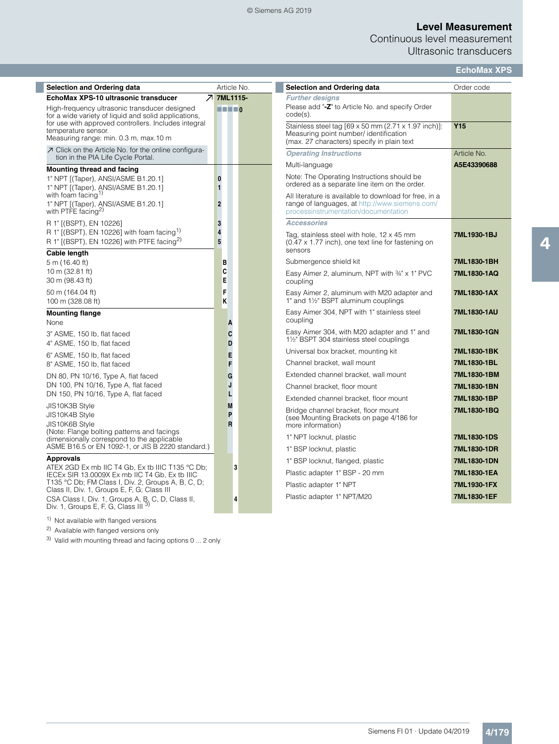# Level Measurement
## Continuous level measurement
### Ultrasonic transducers

**EchoMax XPS**

| Selection and Ordering data | Article No. |
|---|---|
| **EchoMax XPS-10 ultrasonic transducer** ↗ | **7ML1115-** |
| High-frequency ultrasonic transducer designed for a wide variety of liquid and solid applications, for use with approved controllers. Includes integral temperature sensor. Measuring range: min. 0.3 m, max.10 m | ■■■■ **0** |
| ↗ Click on the Article No. for the online configuration in the PIA Life Cycle Portal. | |
| **Mounting thread and facing** | |
| 1" NPT [(Taper), ANSI/ASME B1.20.1] | **0** |
| 1" NPT [(Taper), ANSI/ASME B1.20.1] with foam facing[1] | **1** |
| 1" NPT [(Taper), ANSI/ASME B1.20.1] with PTFE facing[2] | **2** |
| R 1" [(BSPT), EN 10226] | **3** |
| R 1" [(BSPT), EN 10226] with foam facing[1] | **4** |
| R 1" [(BSPT), EN 10226] with PTFE facing[2] | **5** |
| **Cable length** | |
| 5 m (16.40 ft) | **B** |
| 10 m (32.81 ft) | **C** |
| 30 m (98.43 ft) | **E** |
| 50 m (164.04 ft) | **F** |
| 100 m (328.08 ft) | **K** |
| **Mounting flange** | |
| None | **A** |
| 3" ASME, 150 lb, flat faced | **C** |
| 4" ASME, 150 lb, flat faced | **D** |
| 6" ASME, 150 lb, flat faced | **E** |
| 8" ASME, 150 lb, flat faced | **F** |
| DN 80, PN 10/16, Type A, flat faced | **G** |
| DN 100, PN 10/16, Type A, flat faced | **J** |
| DN 150, PN 10/16, Type A, flat faced | **L** |
| JIS10K3B Style | **M** |
| JIS10K4B Style | **P** |
| JIS10K6B Style | **R** |
| (Note: Flange bolting patterns and facings dimensionally correspond to the applicable ASME B16.5 or EN 1092-1, or JIS B 2220 standard.) | |
| **Approvals** | |
| ATEX 2GD Ex mb IIC T4 Gb, Ex tb IIIC T135 °C Db; IECEx SIR 13.0009X Ex mb IIC T4 Gb, Ex tb IIIC T135 °C Db; FM Class I, Div. 2, Groups A, B, C, D; Class II, Div. 1, Groups E, F, G; Class III | **3** |
| CSA Class I, Div. 1, Groups A, B, C, D, Class II, Div. 1, Groups E, F, G, Class III[3] | **4** |

[1] Not available with flanged versions

[2] Available with flanged versions only

[3] Valid with mounting thread and facing options 0 ... 2 only

| Selection and Ordering data | Order code |
|---|---|
| ***Further designs*** | |
| Please add "**-Z**" to Article No. and specify Order code(s). | |
| Stainless steel tag [69 x 50 mm (2.71 x 1.97 inch)]: Measuring point number/ identification (max. 27 characters) specify in plain text | **Y15** |
| ***Operating Instructions*** | Article No. |
| Multi-language | **A5E43390688** |
| Note: The Operating Instructions should be ordered as a separate line item on the order. | |
| All literature is available to download for free, in a range of languages, at http://www.siemens.com/processinstrumentation/documentation | |
| ***Accessories*** | |
| Tag, stainless steel with hole, 12 x 45 mm (0.47 x 1.77 inch), one text line for fastening on sensors | **7ML1930-1BJ** |
| Submergence shield kit | **7ML1830-1BH** |
| Easy Aimer 2, aluminum, NPT with ¾" x 1" PVC coupling | **7ML1830-1AQ** |
| Easy Aimer 2, aluminum with M20 adapter and 1" and 1½" BSPT aluminum couplings | **7ML1830-1AX** |
| Easy Aimer 304, NPT with 1" stainless steel coupling | **7ML1830-1AU** |
| Easy Aimer 304, with M20 adapter and 1" and 1½" BSPT 304 stainless steel couplings | **7ML1830-1GN** |
| Universal box bracket, mounting kit | **7ML1830-1BK** |
| Channel bracket, wall mount | **7ML1830-1BL** |
| Extended channel bracket, wall mount | **7ML1830-1BM** |
| Channel bracket, floor mount | **7ML1830-1BN** |
| Extended channel bracket, floor mount | **7ML1830-1BP** |
| Bridge channel bracket, floor mount (see Mounting Brackets on page 4/186 for more information) | **7ML1830-1BQ** |
| 1" NPT locknut, plastic | **7ML1830-1DS** |
| 1" BSP locknut, plastic | **7ML1830-1DR** |
| 1" BSP locknut, flanged, plastic | **7ML1830-1DN** |
| Plastic adapter 1" BSP - 20 mm | **7ML1830-1EA** |
| Plastic adapter 1" NPT | **7ML1930-1FX** |
| Plastic adapter 1" NPT/M20 | **7ML1830-1EF** |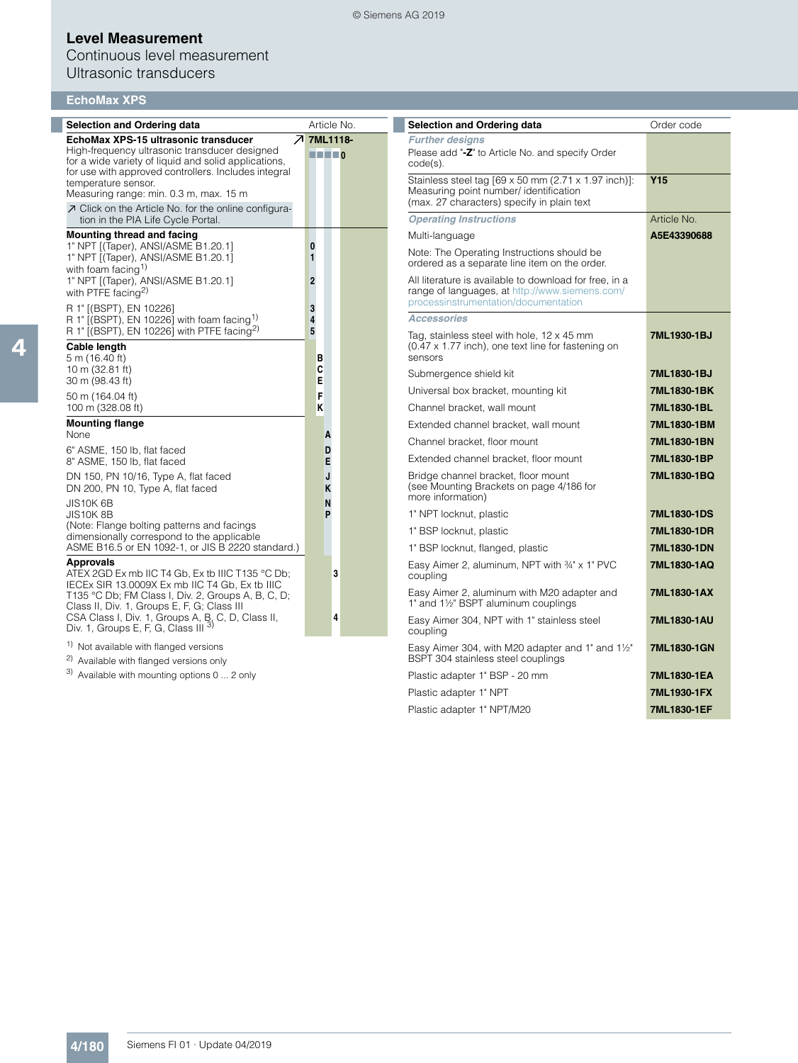# Level Measurement

Continuous level measurement

Ultrasonic transducers

## EchoMax XPS

| Selection and Ordering data | Article No. |
|---|---|
| **EchoMax XPS-15 ultrasonic transducer** ↗ | **7ML1118-** |
| High-frequency ultrasonic transducer designed for a wide variety of liquid and solid applications, for use with approved controllers. Includes integral temperature sensor. | ■■■■**0** |
| Measuring range: min. 0.3 m, max. 15 m | |
| ↗ Click on the Article No. for the online configuration in the PIA Life Cycle Portal. | |
| **Mounting thread and facing** | |
| 1" NPT [(Taper), ANSI/ASME B1.20.1] | **0** |
| 1" NPT [(Taper), ANSI/ASME B1.20.1] with foam facing[1] | **1** |
| 1" NPT [(Taper), ANSI/ASME B1.20.1] with PTFE facing[2] | **2** |
| R 1" [(BSPT), EN 10226] | **3** |
| R 1" [(BSPT), EN 10226] with foam facing[1] | **4** |
| R 1" [(BSPT), EN 10226] with PTFE facing[2] | **5** |
| **Cable length** | |
| 5 m (16.40 ft) | **B** |
| 10 m (32.81 ft) | **C** |
| 30 m (98.43 ft) | **E** |
| 50 m (164.04 ft) | **F** |
| 100 m (328.08 ft) | **K** |
| **Mounting flange** | |
| None | **A** |
| 6" ASME, 150 lb, flat faced | **D** |
| 8" ASME, 150 lb, flat faced | **E** |
| DN 150, PN 10/16, Type A, flat faced | **J** |
| DN 200, PN 10, Type A, flat faced | **K** |
| JIS10K 6B | **N** |
| JIS10K 8B | **P** |
| (Note: Flange bolting patterns and facings dimensionally correspond to the applicable ASME B16.5 or EN 1092-1, or JIS B 2220 standard.) | |
| **Approvals** | |
| ATEX 2GD Ex mb IIC T4 Gb, Ex tb IIIC T135 °C Db; IECEx SIR 13.0009X Ex mb IIC T4 Gb, Ex tb IIIC T135 °C Db; FM Class I, Div. 2, Groups A, B, C, D; Class II, Div. 1, Groups E, F, G; Class III | **3** |
| CSA Class I, Div. 1, Groups A, B, C, D, Class II, Div. 1, Groups E, F, G, Class III[3] | **4** |

[1] Not available with flanged versions

[2] Available with flanged versions only

[3] Available with mounting options 0 ... 2 only

| Selection and Ordering data | Order code |
|---|---|
| ***Further designs*** | |
| Please add "**-Z**" to Article No. and specify Order code(s). | |
| Stainless steel tag [69 x 50 mm (2.71 x 1.97 inch)]: Measuring point number/ identification (max. 27 characters) specify in plain text | **Y15** |
| ***Operating Instructions*** | Article No. |
| Multi-language | **A5E43390688** |
| Note: The Operating Instructions should be ordered as a separate line item on the order. | |
| All literature is available to download for free, in a range of languages, at http://www.siemens.com/processinstrumentation/documentation | |
| ***Accessories*** | |
| Tag, stainless steel with hole, 12 x 45 mm (0.47 x 1.77 inch), one text line for fastening on sensors | **7ML1930-1BJ** |
| Submergence shield kit | **7ML1830-1BJ** |
| Universal box bracket, mounting kit | **7ML1830-1BK** |
| Channel bracket, wall mount | **7ML1830-1BL** |
| Extended channel bracket, wall mount | **7ML1830-1BM** |
| Channel bracket, floor mount | **7ML1830-1BN** |
| Extended channel bracket, floor mount | **7ML1830-1BP** |
| Bridge channel bracket, floor mount (see Mounting Brackets on page 4/186 for more information) | **7ML1830-1BQ** |
| 1" NPT locknut, plastic | **7ML1830-1DS** |
| 1" BSP locknut, plastic | **7ML1830-1DR** |
| 1" BSP locknut, flanged, plastic | **7ML1830-1DN** |
| Easy Aimer 2, aluminum, NPT with ¾" x 1" PVC coupling | **7ML1830-1AQ** |
| Easy Aimer 2, aluminum with M20 adapter and 1" and 1½" BSPT aluminum couplings | **7ML1830-1AX** |
| Easy Aimer 304, NPT with 1" stainless steel coupling | **7ML1830-1AU** |
| Easy Aimer 304, with M20 adapter and 1" and 1½" BSPT 304 stainless steel couplings | **7ML1830-1GN** |
| Plastic adapter 1" BSP - 20 mm | **7ML1830-1EA** |
| Plastic adapter 1" NPT | **7ML1930-1FX** |
| Plastic adapter 1" NPT/M20 | **7ML1830-1EF** |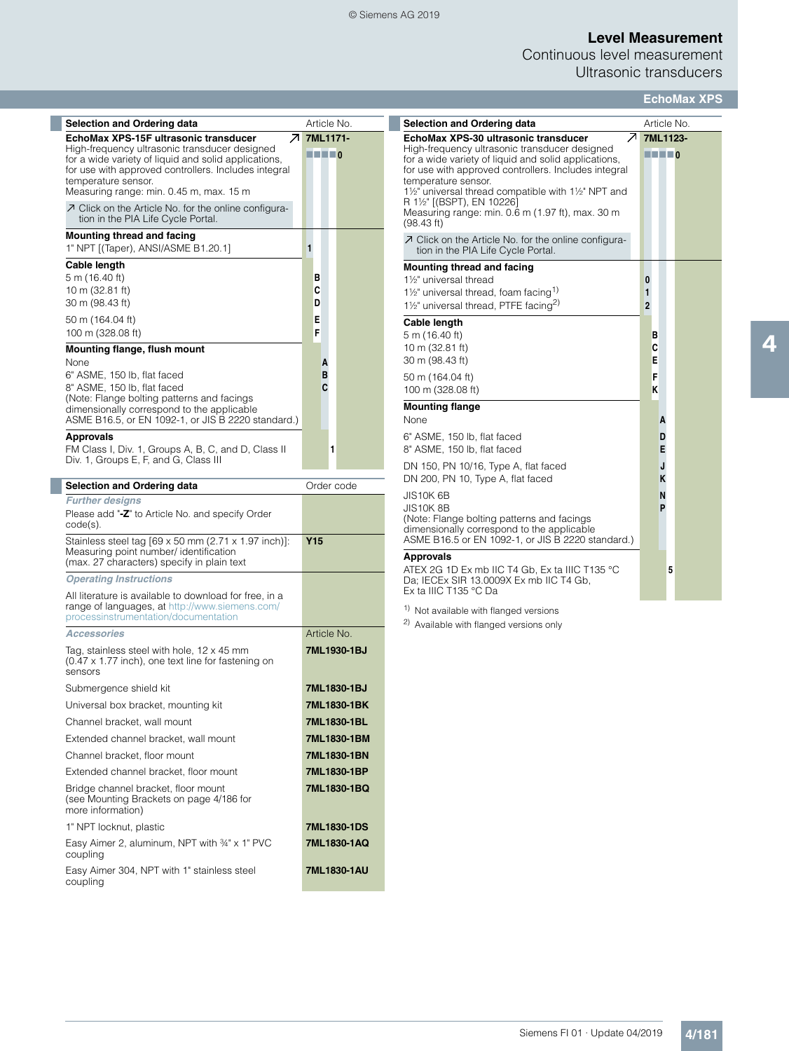## Selection and Ordering data

| Selection and Ordering data | Article No. |
|---|---|
| **EchoMax XPS-15F ultrasonic transducer** ↗ | **7ML1171-** |
| High-frequency ultrasonic transducer designed for a wide variety of liquid and solid applications, for use with approved controllers. Includes integral temperature sensor. Measuring range: min. 0.45 m, max. 15 m | ■■■■0 |
| ↗ Click on the Article No. for the online configuration in the PIA Life Cycle Portal. | |
| **Mounting thread and facing** | |
| 1" NPT [(Taper), ANSI/ASME B1.20.1] | 1 |
| **Cable length** | |
| 5 m (16.40 ft) | B |
| 10 m (32.81 ft) | C |
| 30 m (98.43 ft) | D |
| 50 m (164.04 ft) | E |
| 100 m (328.08 ft) | F |
| **Mounting flange, flush mount** | |
| None | A |
| 6" ASME, 150 lb, flat faced | B |
| 8" ASME, 150 lb, flat faced | C |
| (Note: Flange bolting patterns and facings dimensionally correspond to the applicable ASME B16.5, or EN 1092-1, or JIS B 2220 standard.) | |
| **Approvals** | |
| FM Class I, Div. 1, Groups A, B, C, and D, Class II Div. 1, Groups E, F, and G, Class III | 1 |

| Selection and Ordering data | Order code |
|---|---|
| ***Further designs*** | |
| Please add "**-Z**" to Article No. and specify Order code(s). | |
| Stainless steel tag [69 x 50 mm (2.71 x 1.97 inch)]: Measuring point number/ identification (max. 27 characters) specify in plain text | **Y15** |
| ***Operating Instructions*** | |
| All literature is available to download for free, in a range of languages, at http://www.siemens.com/processinstrumentation/documentation | |
| ***Accessories*** | Article No. |
| Tag, stainless steel with hole, 12 x 45 mm (0.47 x 1.77 inch), one text line for fastening on sensors | **7ML1930-1BJ** |
| Submergence shield kit | **7ML1830-1BJ** |
| Universal box bracket, mounting kit | **7ML1830-1BK** |
| Channel bracket, wall mount | **7ML1830-1BL** |
| Extended channel bracket, wall mount | **7ML1830-1BM** |
| Channel bracket, floor mount | **7ML1830-1BN** |
| Extended channel bracket, floor mount | **7ML1830-1BP** |
| Bridge channel bracket, floor mount (see Mounting Brackets on page 4/186 for more information) | **7ML1830-1BQ** |
| 1" NPT locknut, plastic | **7ML1830-1DS** |
| Easy Aimer 2, aluminum, NPT with ¾" x 1" PVC coupling | **7ML1830-1AQ** |
| Easy Aimer 304, NPT with 1" stainless steel coupling | **7ML1830-1AU** |

| Selection and Ordering data | Article No. |
|---|---|
| **EchoMax XPS-30 ultrasonic transducer** ↗ | **7ML1123-** |
| High-frequency ultrasonic transducer designed for a wide variety of liquid and solid applications, for use with approved controllers. Includes integral temperature sensor. 1½" universal thread compatible with 1½" NPT and R 1½" [(BSPT), EN 10226] Measuring range: min. 0.6 m (1.97 ft), max. 30 m (98.43 ft) | ■■■■0 |
| ↗ Click on the Article No. for the online configuration in the PIA Life Cycle Portal. | |
| **Mounting thread and facing** | |
| 1½" universal thread | 0 |
| 1½" universal thread, foam facing[1] | 1 |
| 1½" universal thread, PTFE facing[2] | 2 |
| **Cable length** | |
| 5 m (16.40 ft) | B |
| 10 m (32.81 ft) | C |
| 30 m (98.43 ft) | E |
| 50 m (164.04 ft) | F |
| 100 m (328.08 ft) | K |
| **Mounting flange** | |
| None | A |
| 6" ASME, 150 lb, flat faced | D |
| 8" ASME, 150 lb, flat faced | E |
| DN 150, PN 10/16, Type A, flat faced | J |
| DN 200, PN 10, Type A, flat faced | K |
| JIS10K 6B | N |
| JIS10K 8B | P |
| (Note: Flange bolting patterns and facings dimensionally correspond to the applicable ASME B16.5 or EN 1092-1, or JIS B 2220 standard.) | |
| **Approvals** | |
| ATEX 2G 1D Ex mb IIC T4 Gb, Ex ta IIIC T135 °C Da; IECEx SIR 13.0009X Ex mb IIC T4 Gb, Ex ta IIIC T135 °C Da | 5 |

[1] Not available with flanged versions

[2] Available with flanged versions only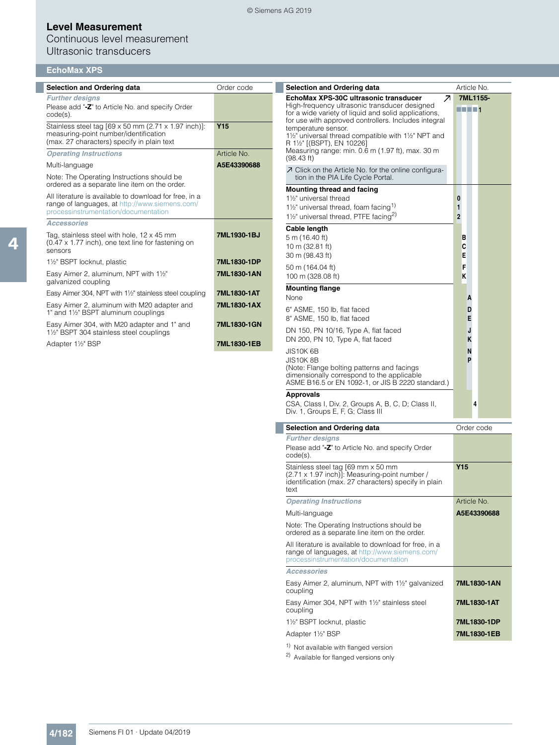# Level Measurement

Continuous level measurement
Ultrasonic transducers

## EchoMax XPS

| Selection and Ordering data | Order code |
|---|---|
| ***Further designs*** | |
| Please add "**-Z**" to Article No. and specify Order code(s). | |
| Stainless steel tag [69 x 50 mm (2.71 x 1.97 inch)]: measuring-point number/identification (max. 27 characters) specify in plain text | **Y15** |
| ***Operating Instructions*** | Article No. |
| Multi-language | **A5E43390688** |
| Note: The Operating Instructions should be ordered as a separate line item on the order. | |
| All literature is available to download for free, in a range of languages, at http://www.siemens.com/processinstrumentation/documentation | |
| ***Accessories*** | |
| Tag, stainless steel with hole, 12 x 45 mm (0.47 x 1.77 inch), one text line for fastening on sensors | **7ML1930-1BJ** |
| 1½" BSPT locknut, plastic | **7ML1830-1DP** |
| Easy Aimer 2, aluminum, NPT with 1½" galvanized coupling | **7ML1830-1AN** |
| Easy Aimer 304, NPT with 1½" stainless steel coupling | **7ML1830-1AT** |
| Easy Aimer 2, aluminum with M20 adapter and 1" and 1½" BSPT aluminum couplings | **7ML1830-1AX** |
| Easy Aimer 304, with M20 adapter and 1" and 1½" BSPT 304 stainless steel couplings | **7ML1830-1GN** |
| Adapter 1½" BSP | **7ML1830-1EB** |

| Selection and Ordering data | Article No. |
|---|---|
| **EchoMax XPS-30C ultrasonic transducer** ↗<br>High-frequency ultrasonic transducer designed for a wide variety of liquid and solid applications, for use with approved controllers. Includes integral temperature sensor.<br>1½" universal thread compatible with 1½" NPT and R 1½" [(BSPT), EN 10226]<br>Measuring range: min. 0.6 m (1.97 ft), max. 30 m (98.43 ft) | **7ML1155-**<br>■■■■**1** |
| ↗ Click on the Article No. for the online configuration in the PIA Life Cycle Portal. | |
| **Mounting thread and facing** | |
| 1½" universal thread | **0** |
| 1½" universal thread, foam facing[1] | **1** |
| 1½" universal thread, PTFE facing[2] | **2** |
| **Cable length** | |
| 5 m (16.40 ft) | **B** |
| 10 m (32.81 ft) | **C** |
| 30 m (98.43 ft) | **E** |
| 50 m (164.04 ft) | **F** |
| 100 m (328.08 ft) | **K** |
| **Mounting flange** | |
| None | **A** |
| 6" ASME, 150 lb, flat faced | **D** |
| 8" ASME, 150 lb, flat faced | **E** |
| DN 150, PN 10/16, Type A, flat faced | **J** |
| DN 200, PN 10, Type A, flat faced | **K** |
| JIS10K 6B | **N** |
| JIS10K 8B<br>(Note: Flange bolting patterns and facings dimensionally correspond to the applicable ASME B16.5 or EN 1092-1, or JIS B 2220 standard.) | **P** |
| **Approvals** | |
| CSA, Class I, Div. 2, Groups A, B, C, D; Class II, Div. 1, Groups E, F, G; Class III | **4** |

| Selection and Ordering data | Order code |
|---|---|
| ***Further designs*** | |
| Please add "**-Z**" to Article No. and specify Order code(s). | |
| Stainless steel tag [69 mm x 50 mm (2.71 x 1.97 inch)]: Measuring-point number / identification (max. 27 characters) specify in plain text | **Y15** |
| ***Operating Instructions*** | Article No. |
| Multi-language | **A5E43390688** |
| Note: The Operating Instructions should be ordered as a separate line item on the order. | |
| All literature is available to download for free, in a range of languages, at http://www.siemens.com/processinstrumentation/documentation | |
| ***Accessories*** | |
| Easy Aimer 2, aluminum, NPT with 1½" galvanized coupling | **7ML1830-1AN** |
| Easy Aimer 304, NPT with 1½" stainless steel coupling | **7ML1830-1AT** |
| 1½" BSPT locknut, plastic | **7ML1830-1DP** |
| Adapter 1½" BSP | **7ML1830-1EB** |

[1] Not available with flanged version

[2] Available for flanged versions only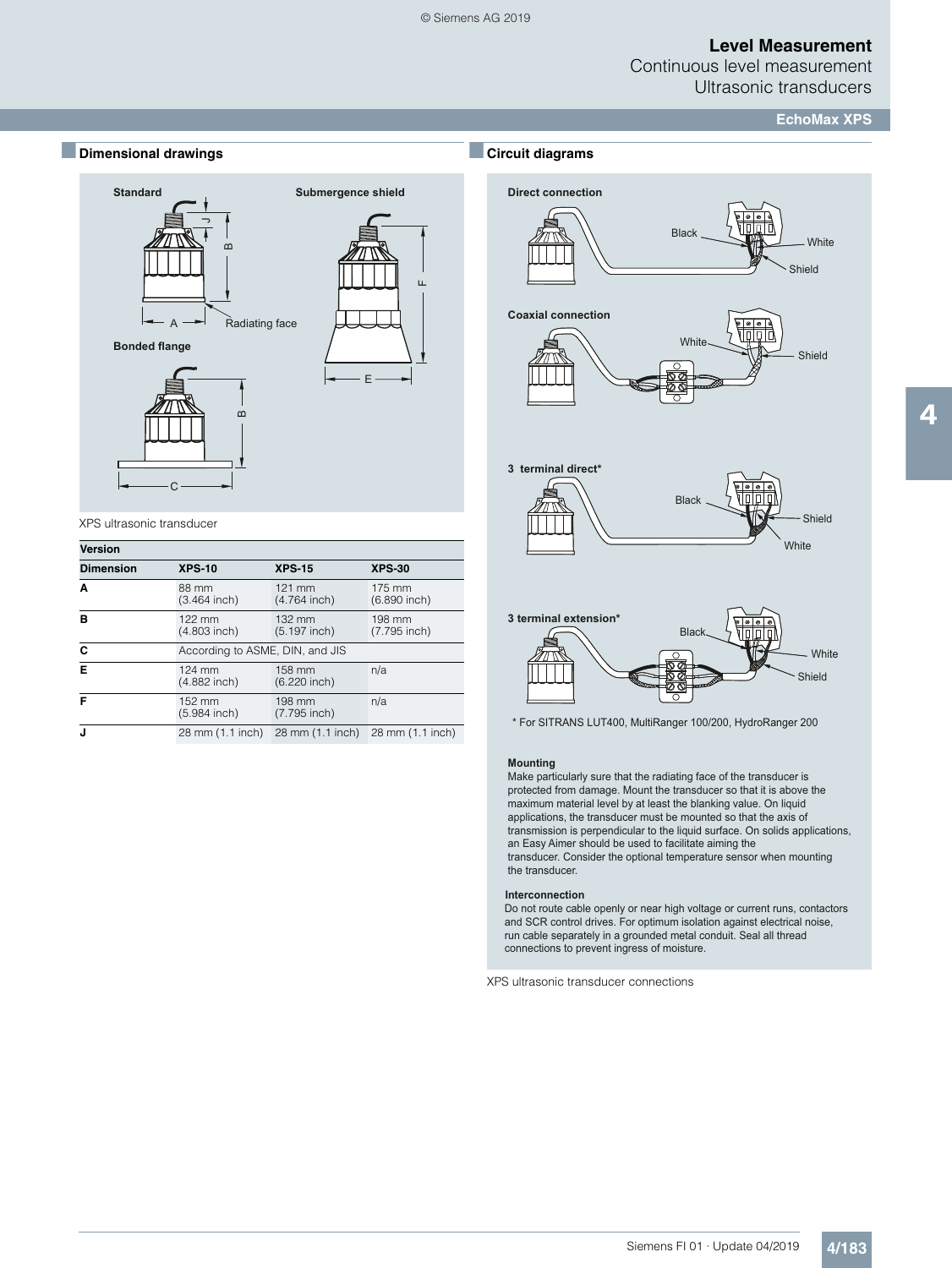# Level Measurement

Continuous level measurement
Ultrasonic transducers

**EchoMax XPS**

## Dimensional drawings

Standard

Submergence shield

Bonded flange

Radiating face

XPS ultrasonic transducer

| Version | | | |
|---|---|---|---|
| **Dimension** | **XPS-10** | **XPS-15** | **XPS-30** |
| **A** | 88 mm (3.464 inch) | 121 mm (4.764 inch) | 175 mm (6.890 inch) |
| **B** | 122 mm (4.803 inch) | 132 mm (5.197 inch) | 198 mm (7.795 inch) |
| **C** | According to ASME, DIN, and JIS | | |
| **E** | 124 mm (4.882 inch) | 158 mm (6.220 inch) | n/a |
| **F** | 152 mm (5.984 inch) | 198 mm (7.795 inch) | n/a |
| **J** | 28 mm (1.1 inch) | 28 mm (1.1 inch) | 28 mm (1.1 inch) |

## Circuit diagrams

Direct connection

Black
White
Shield

Coaxial connection

White
Shield

3 terminal direct*

Black
Shield
White

3 terminal extension*

Black
White
Shield

* For SITRANS LUT400, MultiRanger 100/200, HydroRanger 200

**Mounting**

Make particularly sure that the radiating face of the transducer is protected from damage. Mount the transducer so that it is above the maximum material level by at least the blanking value. On liquid applications, the transducer must be mounted so that the axis of transmission is perpendicular to the liquid surface. On solids applications, an Easy Aimer should be used to facilitate aiming the transducer. Consider the optional temperature sensor when mounting the transducer.

**Interconnection**

Do not route cable openly or near high voltage or current runs, contactors and SCR control drives. For optimum isolation against electrical noise, run cable separately in a grounded metal conduit. Seal all thread connections to prevent ingress of moisture.

XPS ultrasonic transducer connections